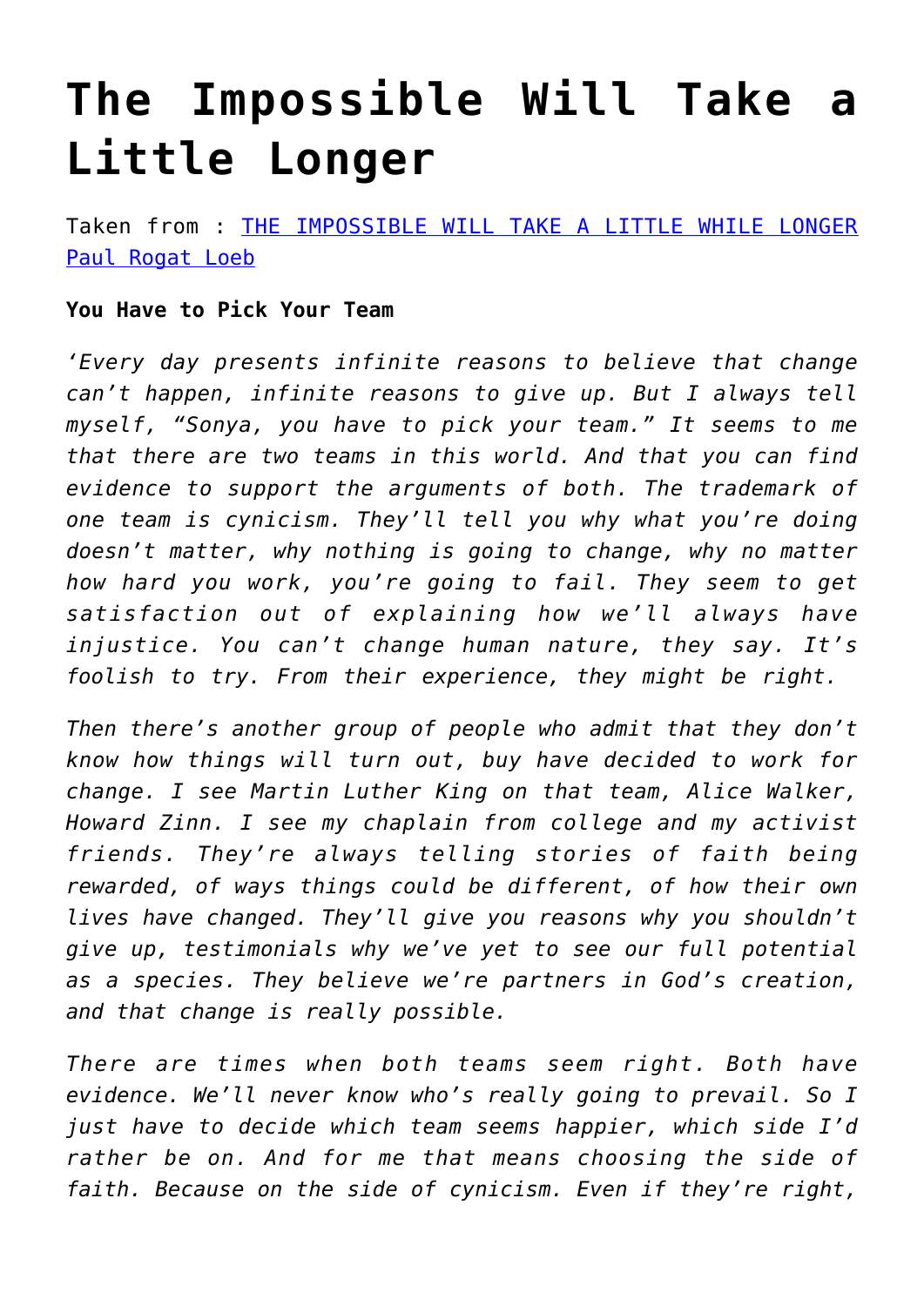# The Impossible Will Take a Little Longer

Taken from : [THE IMPOSSIBLE WILL TAKE A LITTLE WHILE LONGER Paul Rogat Loeb]()

**You Have to Pick Your Team**

*'Every day presents infinite reasons to believe that change can't happen, infinite reasons to give up. But I always tell myself, "Sonya, you have to pick your team." It seems to me that there are two teams in this world. And that you can find evidence to support the arguments of both. The trademark of one team is cynicism. They'll tell you why what you're doing doesn't matter, why nothing is going to change, why no matter how hard you work, you're going to fail. They seem to get satisfaction out of explaining how we'll always have injustice. You can't change human nature, they say. It's foolish to try. From their experience, they might be right.*

*Then there's another group of people who admit that they don't know how things will turn out, buy have decided to work for change. I see Martin Luther King on that team, Alice Walker, Howard Zinn. I see my chaplain from college and my activist friends. They're always telling stories of faith being rewarded, of ways things could be different, of how their own lives have changed. They'll give you reasons why you shouldn't give up, testimonials why we've yet to see our full potential as a species. They believe we're partners in God's creation, and that change is really possible.*

*There are times when both teams seem right. Both have evidence. We'll never know who's really going to prevail. So I just have to decide which team seems happier, which side I'd rather be on. And for me that means choosing the side of faith. Because on the side of cynicism. Even if they're right,*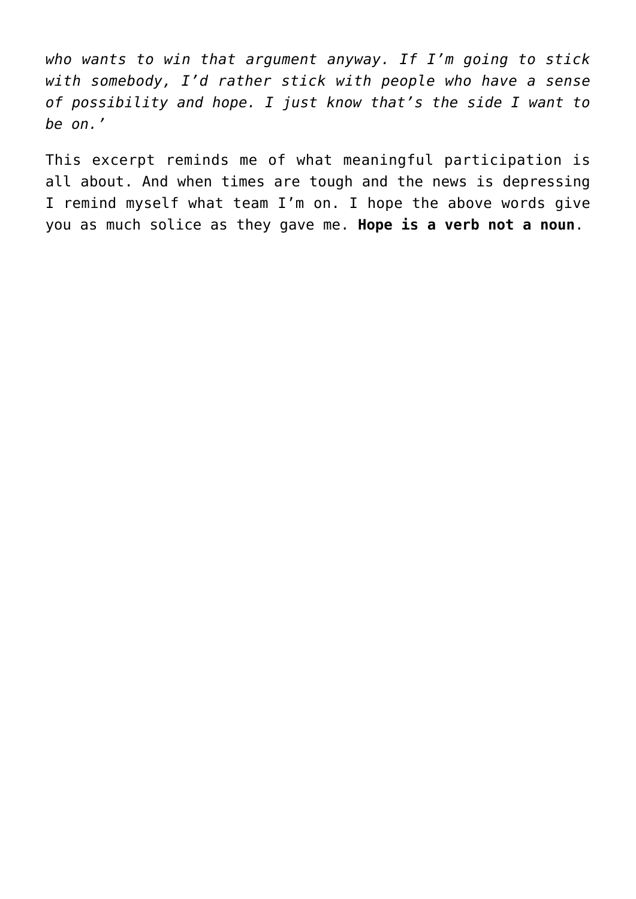*who wants to win that argument anyway. If I'm going to stick with somebody, I'd rather stick with people who have a sense of possibility and hope. I just know that's the side I want to be on.'*

This excerpt reminds me of what meaningful participation is all about. And when times are tough and the news is depressing I remind myself what team I'm on. I hope the above words give you as much solice as they gave me. **Hope is a verb not a noun**.